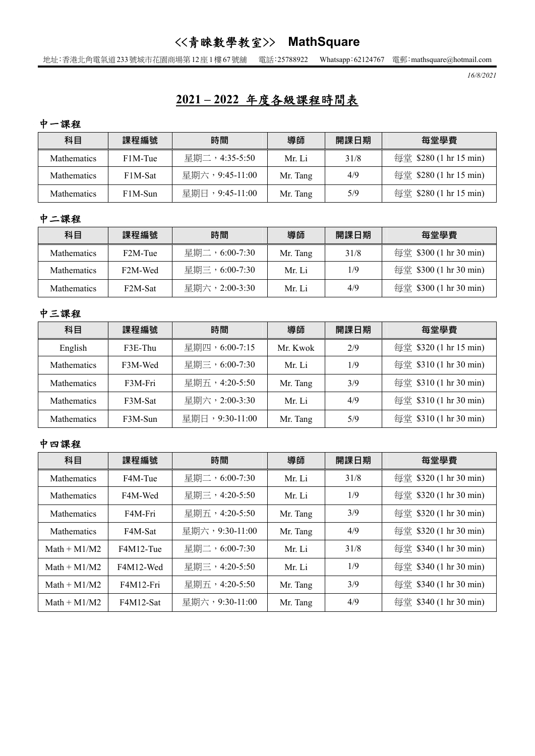# <<青睞數學教室>> MathSquare

地址：香港北角電氣道233號城市花園商場第12座1樓67號舖　電話：25788922　Whatsapp：62124767　電郵：mathsquare@hotmail.com

*16/8/2021*

## 2021 – 2022 年度各級課程時間表

### 中一課程

| 科目 | 課程編號 | 時間 | 導師 | 開課日期 | 每堂學費 |
| --- | --- | --- | --- | --- | --- |
| Mathematics | F1M-Tue | 星期二，4:35-5:50 | Mr. Li | 31/8 | 每堂 $280 (1 hr 15 min) |
| Mathematics | F1M-Sat | 星期六，9:45-11:00 | Mr. Tang | 4/9 | 每堂 $280 (1 hr 15 min) |
| Mathematics | F1M-Sun | 星期日，9:45-11:00 | Mr. Tang | 5/9 | 每堂 $280 (1 hr 15 min) |

### 中二課程

| 科目 | 課程編號 | 時間 | 導師 | 開課日期 | 每堂學費 |
| --- | --- | --- | --- | --- | --- |
| Mathematics | F2M-Tue | 星期二，6:00-7:30 | Mr. Tang | 31/8 | 每堂 $300 (1 hr 30 min) |
| Mathematics | F2M-Wed | 星期三，6:00-7:30 | Mr. Li | 1/9 | 每堂 $300 (1 hr 30 min) |
| Mathematics | F2M-Sat | 星期六，2:00-3:30 | Mr. Li | 4/9 | 每堂 $300 (1 hr 30 min) |

### 中三課程

| 科目 | 課程編號 | 時間 | 導師 | 開課日期 | 每堂學費 |
| --- | --- | --- | --- | --- | --- |
| English | F3E-Thu | 星期四，6:00-7:15 | Mr. Kwok | 2/9 | 每堂 $320 (1 hr 15 min) |
| Mathematics | F3M-Wed | 星期三，6:00-7:30 | Mr. Li | 1/9 | 每堂 $310 (1 hr 30 min) |
| Mathematics | F3M-Fri | 星期五，4:20-5:50 | Mr. Tang | 3/9 | 每堂 $310 (1 hr 30 min) |
| Mathematics | F3M-Sat | 星期六，2:00-3:30 | Mr. Li | 4/9 | 每堂 $310 (1 hr 30 min) |
| Mathematics | F3M-Sun | 星期日，9:30-11:00 | Mr. Tang | 5/9 | 每堂 $310 (1 hr 30 min) |

### 中四課程

| 科目 | 課程編號 | 時間 | 導師 | 開課日期 | 每堂學費 |
| --- | --- | --- | --- | --- | --- |
| Mathematics | F4M-Tue | 星期二，6:00-7:30 | Mr. Li | 31/8 | 每堂 $320 (1 hr 30 min) |
| Mathematics | F4M-Wed | 星期三，4:20-5:50 | Mr. Li | 1/9 | 每堂 $320 (1 hr 30 min) |
| Mathematics | F4M-Fri | 星期五，4:20-5:50 | Mr. Tang | 3/9 | 每堂 $320 (1 hr 30 min) |
| Mathematics | F4M-Sat | 星期六，9:30-11:00 | Mr. Tang | 4/9 | 每堂 $320 (1 hr 30 min) |
| Math + M1/M2 | F4M12-Tue | 星期二，6:00-7:30 | Mr. Li | 31/8 | 每堂 $340 (1 hr 30 min) |
| Math + M1/M2 | F4M12-Wed | 星期三，4:20-5:50 | Mr. Li | 1/9 | 每堂 $340 (1 hr 30 min) |
| Math + M1/M2 | F4M12-Fri | 星期五，4:20-5:50 | Mr. Tang | 3/9 | 每堂 $340 (1 hr 30 min) |
| Math + M1/M2 | F4M12-Sat | 星期六，9:30-11:00 | Mr. Tang | 4/9 | 每堂 $340 (1 hr 30 min) |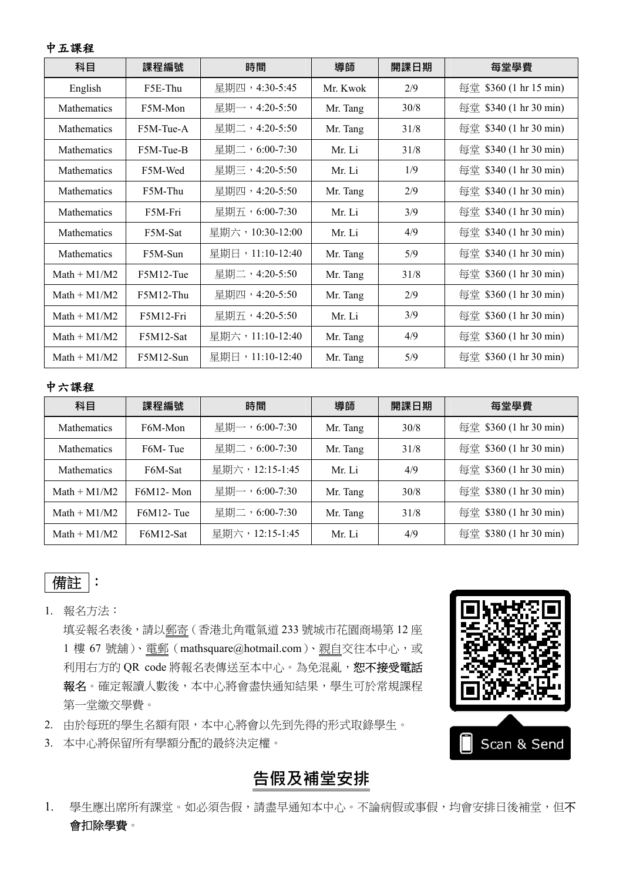**中五課程**

| 科目 | 課程編號 | 時間 | 導師 | 開課日期 | 每堂學費 |
| --- | --- | --- | --- | --- | --- |
| English | F5E-Thu | 星期四，4:30-5:45 | Mr. Kwok | 2/9 | 每堂 $360 (1 hr 15 min) |
| Mathematics | F5M-Mon | 星期一，4:20-5:50 | Mr. Tang | 30/8 | 每堂 $340 (1 hr 30 min) |
| Mathematics | F5M-Tue-A | 星期二，4:20-5:50 | Mr. Tang | 31/8 | 每堂 $340 (1 hr 30 min) |
| Mathematics | F5M-Tue-B | 星期二，6:00-7:30 | Mr. Li | 31/8 | 每堂 $340 (1 hr 30 min) |
| Mathematics | F5M-Wed | 星期三，4:20-5:50 | Mr. Li | 1/9 | 每堂 $340 (1 hr 30 min) |
| Mathematics | F5M-Thu | 星期四，4:20-5:50 | Mr. Tang | 2/9 | 每堂 $340 (1 hr 30 min) |
| Mathematics | F5M-Fri | 星期五，6:00-7:30 | Mr. Li | 3/9 | 每堂 $340 (1 hr 30 min) |
| Mathematics | F5M-Sat | 星期六，10:30-12:00 | Mr. Li | 4/9 | 每堂 $340 (1 hr 30 min) |
| Mathematics | F5M-Sun | 星期日，11:10-12:40 | Mr. Tang | 5/9 | 每堂 $340 (1 hr 30 min) |
| Math + M1/M2 | F5M12-Tue | 星期二，4:20-5:50 | Mr. Tang | 31/8 | 每堂 $360 (1 hr 30 min) |
| Math + M1/M2 | F5M12-Thu | 星期四，4:20-5:50 | Mr. Tang | 2/9 | 每堂 $360 (1 hr 30 min) |
| Math + M1/M2 | F5M12-Fri | 星期五，4:20-5:50 | Mr. Li | 3/9 | 每堂 $360 (1 hr 30 min) |
| Math + M1/M2 | F5M12-Sat | 星期六，11:10-12:40 | Mr. Tang | 4/9 | 每堂 $360 (1 hr 30 min) |
| Math + M1/M2 | F5M12-Sun | 星期日，11:10-12:40 | Mr. Tang | 5/9 | 每堂 $360 (1 hr 30 min) |

**中六課程**

| 科目 | 課程編號 | 時間 | 導師 | 開課日期 | 每堂學費 |
| --- | --- | --- | --- | --- | --- |
| Mathematics | F6M-Mon | 星期一，6:00-7:30 | Mr. Tang | 30/8 | 每堂 $360 (1 hr 30 min) |
| Mathematics | F6M- Tue | 星期二，6:00-7:30 | Mr. Tang | 31/8 | 每堂 $360 (1 hr 30 min) |
| Mathematics | F6M-Sat | 星期六，12:15-1:45 | Mr. Li | 4/9 | 每堂 $360 (1 hr 30 min) |
| Math + M1/M2 | F6M12- Mon | 星期一，6:00-7:30 | Mr. Tang | 30/8 | 每堂 $380 (1 hr 30 min) |
| Math + M1/M2 | F6M12- Tue | 星期二，6:00-7:30 | Mr. Tang | 31/8 | 每堂 $380 (1 hr 30 min) |
| Math + M1/M2 | F6M12-Sat | 星期六，12:15-1:45 | Mr. Li | 4/9 | 每堂 $380 (1 hr 30 min) |

**備註**：

1. 報名方法：
   填妥報名表後，請以郵寄（香港北角電氣道 233 號城市花園商場第 12 座 1 樓 67 號舖）、電郵（mathsquare@hotmail.com）、親自交往本中心，或利用右方的 QR code 將報名表傳送至本中心。為免混亂，**恕不接受電話報名**。確定報讀人數後，本中心將會盡快通知結果，學生可於常規課程第一堂繳交學費。
2. 由於每班的學生名額有限，本中心將會以先到先得的形式取錄學生。
3. 本中心將保留所有學額分配的最終決定權。

Scan & Send

## 告假及補堂安排

1. 學生應出席所有課堂。如必須告假，請盡早通知本中心。不論病假或事假，均會安排日後補堂，但**不會扣除學費**。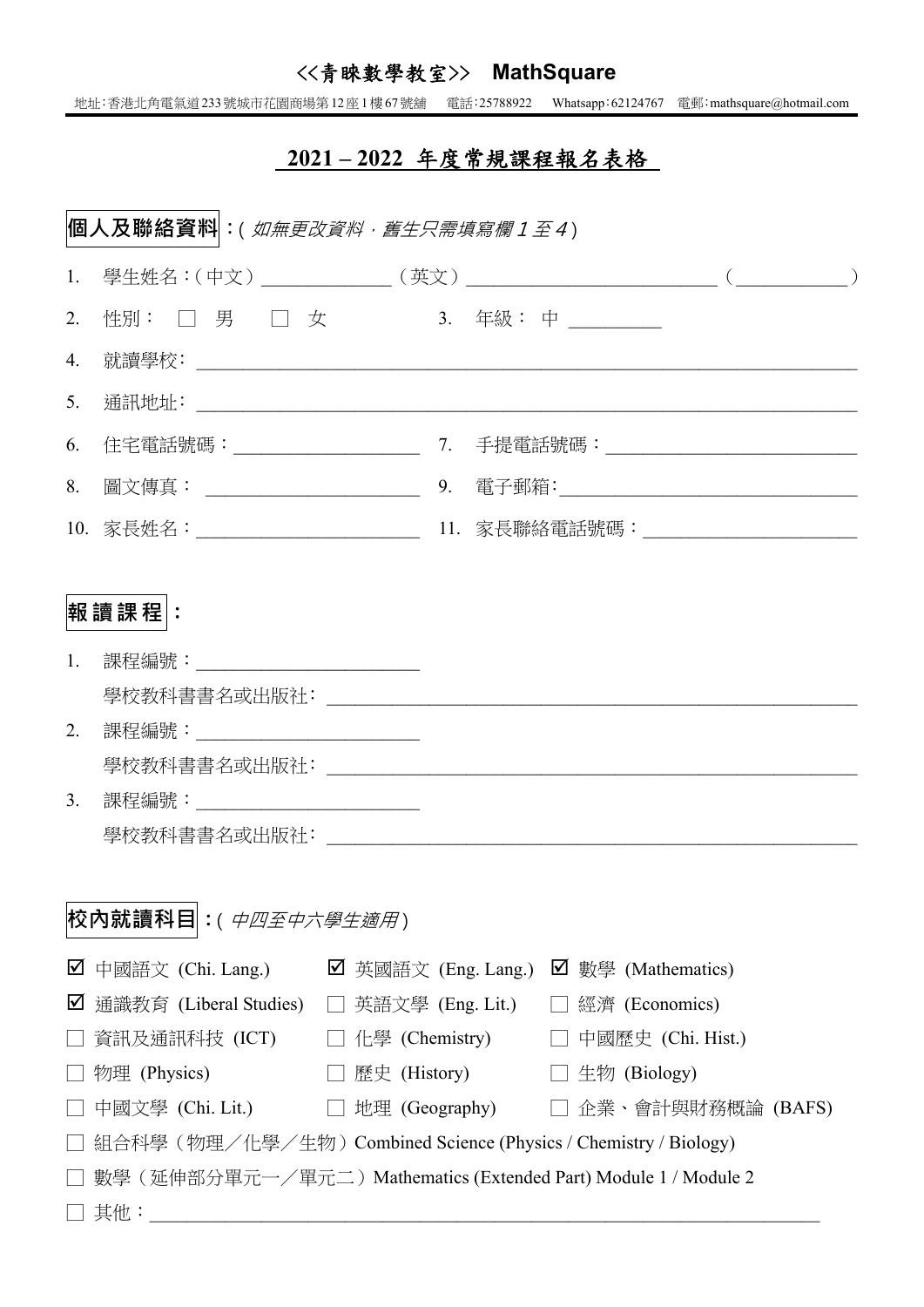# <<青睞數學教室>> MathSquare

地址:香港北角電氣道233號城市花園商場第12座1樓67號舖　電話:25788922　Whatsapp:62124767　電郵:mathsquare@hotmail.com

## 2021 – 2022 年度常規課程報名表格

**個人及聯絡資料**：( *如無更改資料，舊生只需填寫欄１至４*)

1. 學生姓名：(中文) ______________ (英文) ___________________________ (____________)
2. 性別： □ 男　□ 女　　3. 年級： 中 _________
4. 就讀學校： ___________________________________________________________
5. 通訊地址： ___________________________________________________________
6. 住宅電話號碼：___________________　7. 手提電話號碼：_________________________
8. 圖文傳真：_____________________　9. 電子郵箱:______________________________
10. 家長姓名：_______________________　11. 家長聯絡電話號碼：_____________________

**報讀課程**：

1. 課程編號：_______________________
   學校教科書書名或出版社：_____________________________________________
2. 課程編號：_______________________
   學校教科書書名或出版社：_____________________________________________
3. 課程編號：_______________________
   學校教科書書名或出版社：_____________________________________________

**校內就讀科目**：( *中四至中六學生適用*)

☑ 中國語文 (Chi. Lang.)　☑ 英國語文 (Eng. Lang.)　☑ 數學 (Mathematics)

☑ 通識教育 (Liberal Studies)　□ 英語文學 (Eng. Lit.)　□ 經濟 (Economics)

□ 資訊及通訊科技 (ICT)　□ 化學 (Chemistry)　□ 中國歷史 (Chi. Hist.)

□ 物理 (Physics)　□ 歷史 (History)　□ 生物 (Biology)

□ 中國文學 (Chi. Lit.)　□ 地理 (Geography)　□ 企業、會計與財務概論 (BAFS)

□ 組合科學（物理／化學／生物）Combined Science (Physics / Chemistry / Biology)

□ 數學（延伸部分單元一／單元二）Mathematics (Extended Part) Module 1 / Module 2

□ 其他：_______________________________________________________________